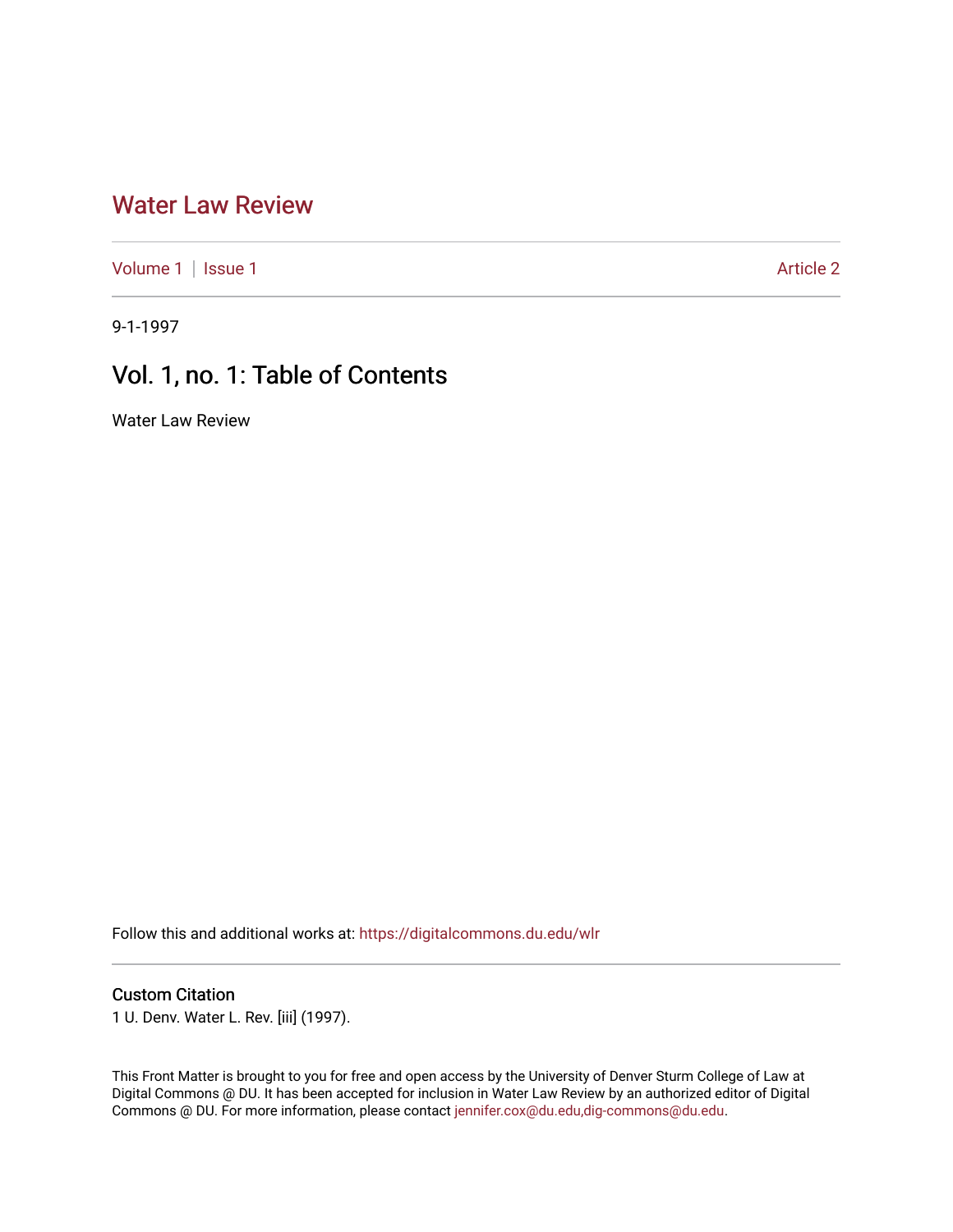# Water Law Review

Volume 1 | Issue 1 Article 2

9-1-1997

## Vol. 1, no. 1: Table of Contents

Water Law Review

Follow this and additional works at: https://digitalcommons.du.edu/wlr

### Custom Citation

1 U. Denv. Water L. Rev. [iii] (1997).

This Front Matter is brought to you for free and open access by the University of Denver Sturm College of Law at Digital Commons @ DU. It has been accepted for inclusion in Water Law Review by an authorized editor of Digital Commons @ DU. For more information, please contact jennifer.cox@du.edu,dig-commons@du.edu.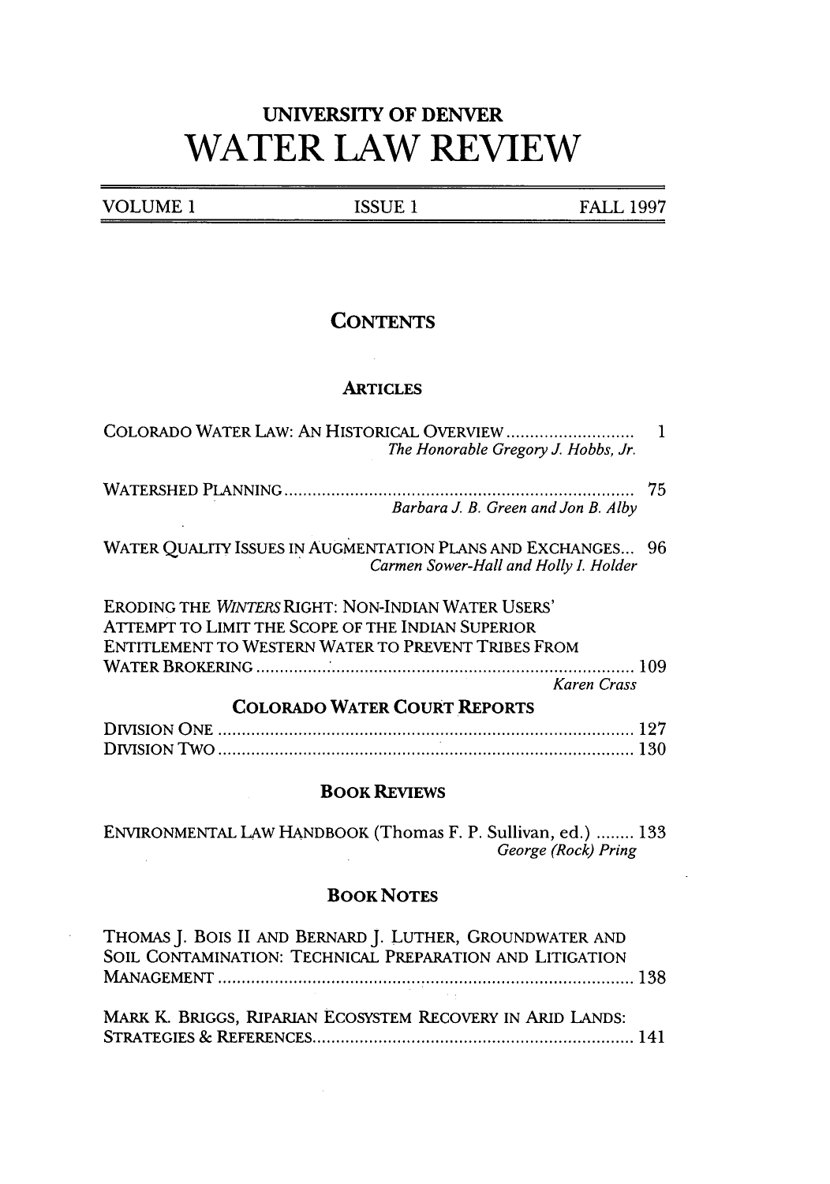# UNIVERSITY OF DENVER

# WATER LAW REVIEW

VOLUME 1 | ISSUE 1 | FALL 1997

## CONTENTS

### ARTICLES

COLORADO WATER LAW: AN HISTORICAL OVERVIEW .......................... 1
*The Honorable Gregory J. Hobbs, Jr.*

WATERSHED PLANNING .......................... 75
*Barbara J. B. Green and Jon B. Alby*

WATER QUALITY ISSUES IN AUGMENTATION PLANS AND EXCHANGES... 96
*Carmen Sower-Hall and Holly I. Holder*

ERODING THE *WINTERS* RIGHT: NON-INDIAN WATER USERS' ATTEMPT TO LIMIT THE SCOPE OF THE INDIAN SUPERIOR ENTITLEMENT TO WESTERN WATER TO PREVENT TRIBES FROM WATER BROKERING .......................... 109
*Karen Crass*

### COLORADO WATER COURT REPORTS

DIVISION ONE .......................... 127

DIVISION TWO .......................... 130

### BOOK REVIEWS

ENVIRONMENTAL LAW HANDBOOK (Thomas F. P. Sullivan, ed.) ........ 133
*George (Rock) Pring*

### BOOK NOTES

THOMAS J. BOIS II AND BERNARD J. LUTHER, GROUNDWATER AND SOIL CONTAMINATION: TECHNICAL PREPARATION AND LITIGATION MANAGEMENT .......................... 138

MARK K. BRIGGS, RIPARIAN ECOSYSTEM RECOVERY IN ARID LANDS: STRATEGIES & REFERENCES .......................... 141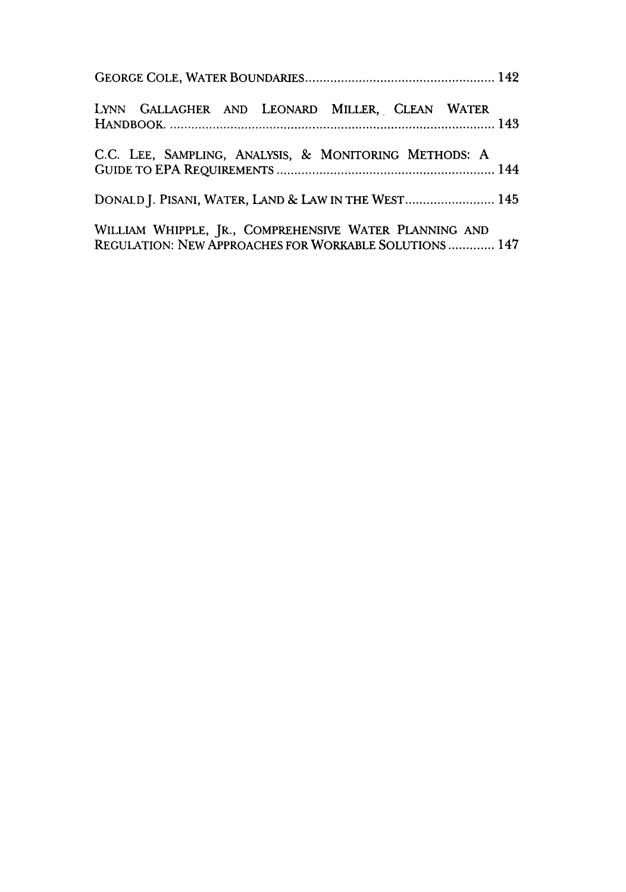GEORGE COLE, WATER BOUNDARIES..................................................... 142

LYNN GALLAGHER AND LEONARD MILLER, CLEAN WATER HANDBOOK. ........................................................................................ 143

C.C. LEE, SAMPLING, ANALYSIS, & MONITORING METHODS: A GUIDE TO EPA REQUIREMENTS ............................................................ 144

DONALD J. PISANI, WATER, LAND & LAW IN THE WEST......................... 145

WILLIAM WHIPPLE, JR., COMPREHENSIVE WATER PLANNING AND REGULATION: NEW APPROACHES FOR WORKABLE SOLUTIONS ............. 147